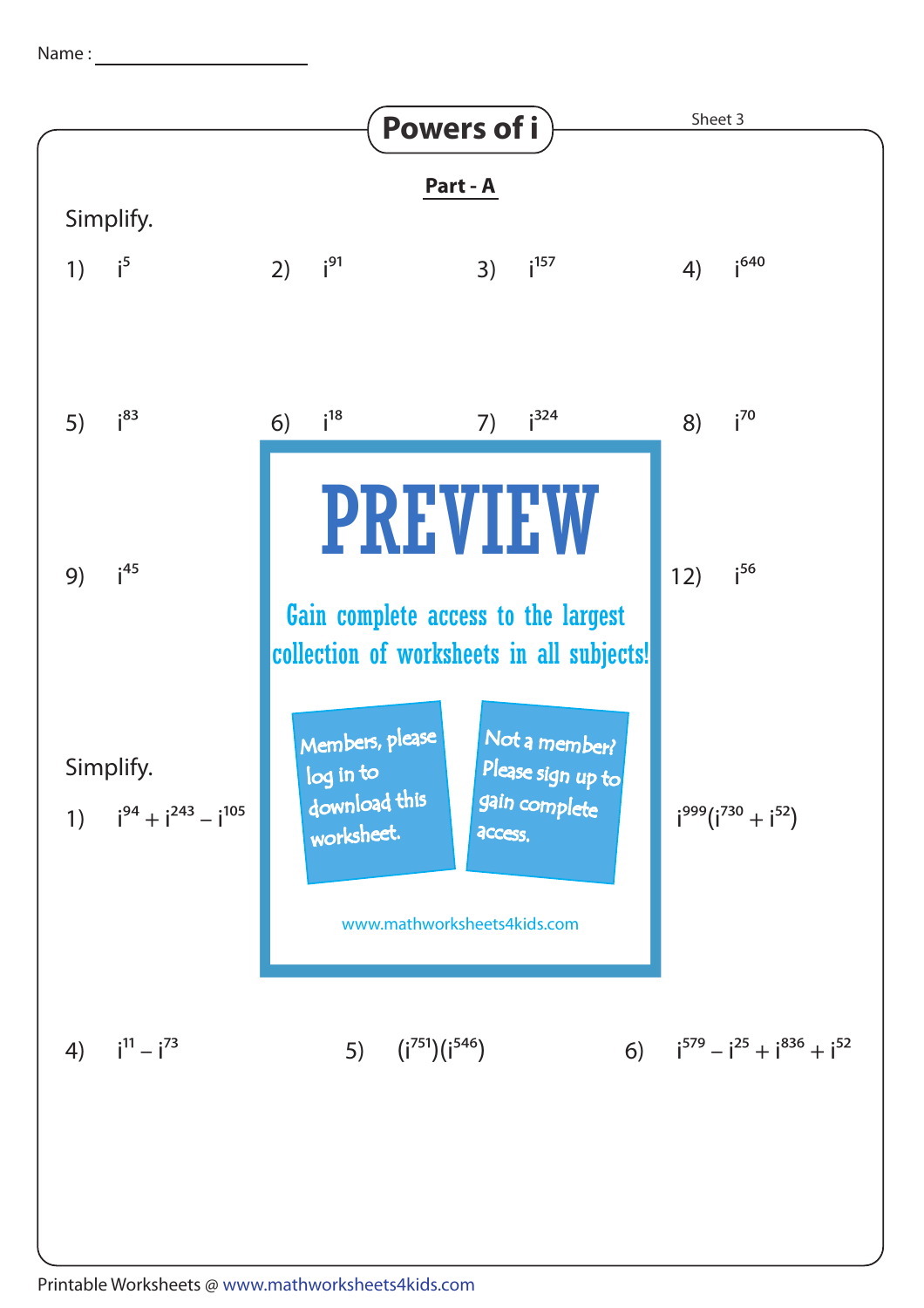Name : ____________________

# Powers of i

Sheet 3

## Part - A

Simplify.

1) $i^5$

2) $i^{91}$

3) $i^{157}$

4) $i^{640}$

5) $i^{83}$

6) $i^{18}$

7) $i^{324}$

8) $i^{70}$

9) $i^{45}$

12) $i^{56}$

PREVIEW

Gain complete access to the largest collection of worksheets in all subjects!

Members, please log in to download this worksheet.

Not a member? Please sign up to gain complete access.

www.mathworksheets4kids.com

Simplify.

1) $i^{94} + i^{243} - i^{105}$

$i^{999}(i^{730} + i^{52})$

4) $i^{11} - i^{73}$

5) $(i^{751})(i^{546})$

6) $i^{579} - i^{25} + i^{836} + i^{52}$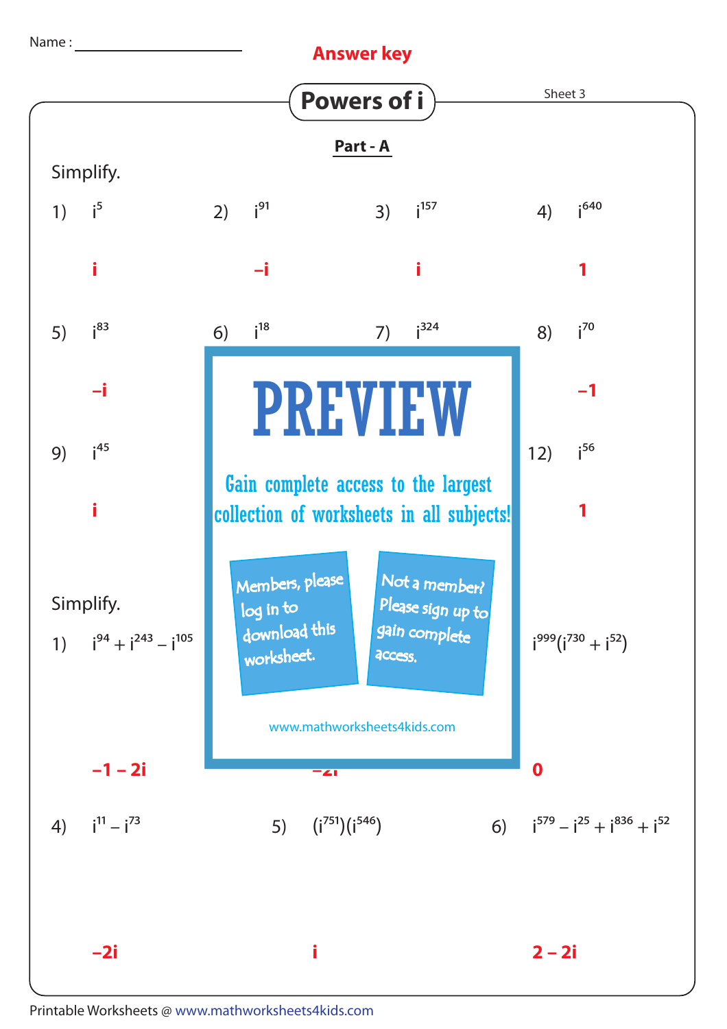Name : ______________________

**Answer key**

# Powers of i

Sheet 3

## Part - A

Simplify.

1) $i^5$

**$i$**

2) $i^{91}$

**$-i$**

3) $i^{157}$

**$i$**

4) $i^{640}$

**$1$**

5) $i^{83}$

**$-i$**

6) $i^{18}$

7) $i^{324}$

8) $i^{70}$

**$-1$**

9) $i^{45}$

**$i$**

12) $i^{56}$

**$1$**

PREVIEW

Gain complete access to the largest collection of worksheets in all subjects!

Members, please log in to download this worksheet.

Not a member? Please sign up to gain complete access.

www.mathworksheets4kids.com

Simplify.

1) $i^{94} + i^{243} - i^{105}$

**$-1 - 2i$**

**$-2i$**

$i^{999}(i^{730} + i^{52})$

**$0$**

4) $i^{11} - i^{73}$

**$-2i$**

5) $(i^{751})(i^{546})$

**$i$**

6) $i^{579} - i^{25} + i^{836} + i^{52}$

**$2 - 2i$**

Printable Worksheets @ www.mathworksheets4kids.com